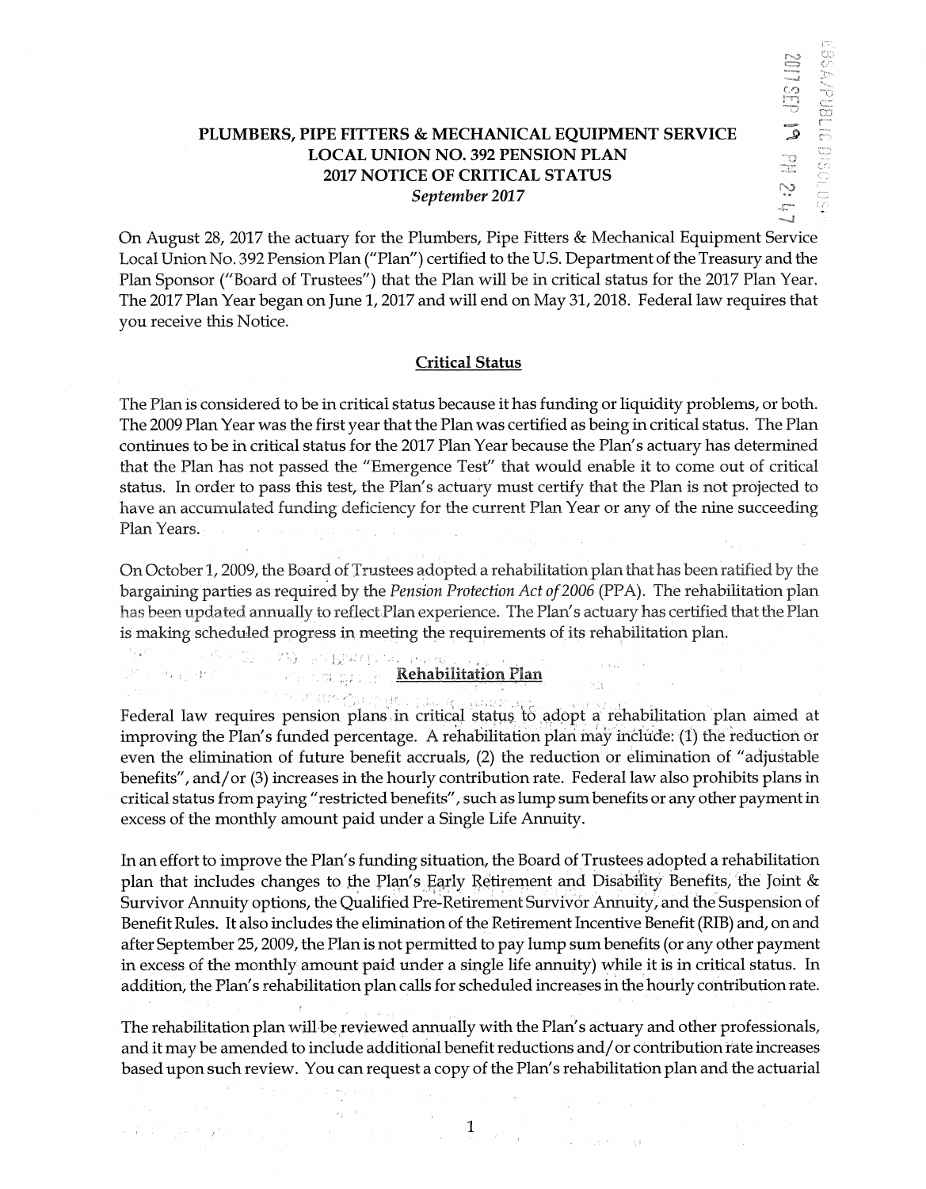# PLUMBERS, PIPE FITTERS & MECHANICAL EQUIPMENT SERVICE LOCAL UNION NO. 392 PENSION PLAN 2017 NOTICE OF CRITICAL STATUS

*September 2017*

On August 28, 2017 the actuary for the Plumbers, Pipe Fitters & Mechanical Equipment Service Local Union No. 392 Pension Plan ("Plan") certified to the U.S. Department of the Treasury and the Plan Sponsor ("Board of Trustees") that the Plan will be in critical status for the 2017 Plan Year. The 2017 Plan Year began on June 1, 2017 and will end on May 31, 2018. Federal law requires that you receive this Notice.

## Critical Status

The Plan is considered to be in critical status because it has funding or liquidity problems, or both. The 2009 Plan Year was the first year that the Plan was certified as being in critical status. The Plan continues to be in critical status for the 2017 Plan Year because the Plan's actuary has determined that the Plan has not passed the "Emergence Test" that would enable it to come out of critical status. In order to pass this test, the Plan's actuary must certify that the Plan is not projected to have an accumulated funding deficiency for the current Plan Year or any of the nine succeeding Plan Years.

On October 1, 2009, the Board of Trustees adopted a rehabilitation plan that has been ratified by the bargaining parties as required by the *Pension Protection Act of 2006* (PPA). The rehabilitation plan has been updated annually to reflect Plan experience. The Plan's actuary has certified that the Plan is making scheduled progress in meeting the requirements of its rehabilitation plan.

## Rehabilitation Plan

Federal law requires pension plans in critical status to adopt a rehabilitation plan aimed at improving the Plan's funded percentage. A rehabilitation plan may include: (1) the reduction or even the elimination of future benefit accruals, (2) the reduction or elimination of "adjustable benefits", and/or (3) increases in the hourly contribution rate. Federal law also prohibits plans in critical status from paying "restricted benefits", such as lump sum benefits or any other payment in excess of the monthly amount paid under a Single Life Annuity.

In an effort to improve the Plan's funding situation, the Board of Trustees adopted a rehabilitation plan that includes changes to the Plan's Early Retirement and Disability Benefits, the Joint & Survivor Annuity options, the Qualified Pre-Retirement Survivor Annuity, and the Suspension of Benefit Rules. It also includes the elimination of the Retirement Incentive Benefit (RIB) and, on and after September 25, 2009, the Plan is not permitted to pay lump sum benefits (or any other payment in excess of the monthly amount paid under a single life annuity) while it is in critical status. In addition, the Plan's rehabilitation plan calls for scheduled increases in the hourly contribution rate.

The rehabilitation plan will be reviewed annually with the Plan's actuary and other professionals, and it may be amended to include additional benefit reductions and/or contribution rate increases based upon such review. You can request a copy of the Plan's rehabilitation plan and the actuarial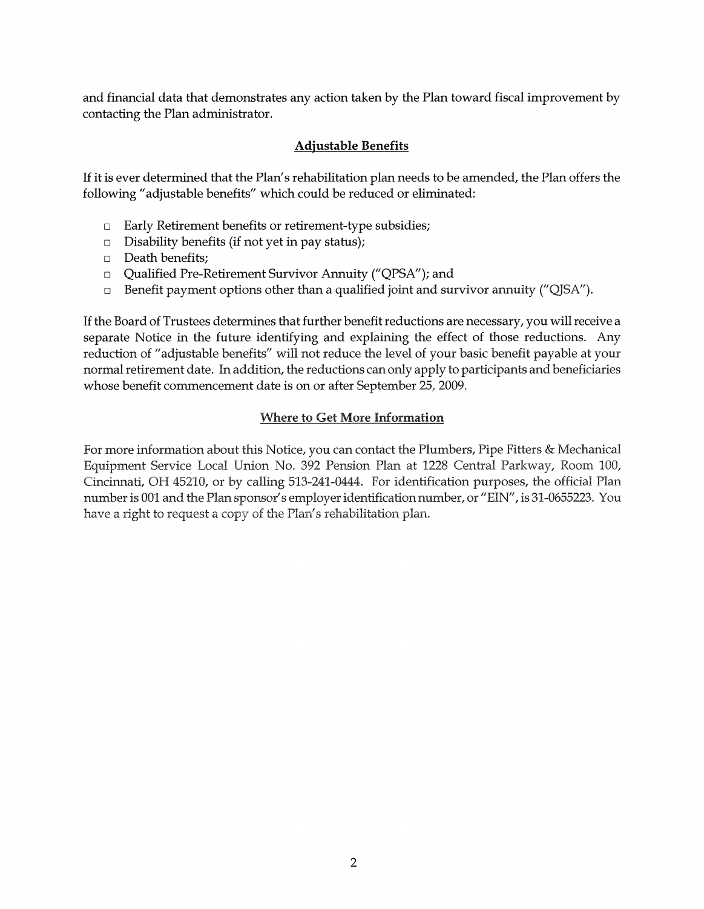and financial data that demonstrates any action taken by the Plan toward fiscal improvement by contacting the Plan administrator.

## Adjustable Benefits

If it is ever determined that the Plan's rehabilitation plan needs to be amended, the Plan offers the following "adjustable benefits" which could be reduced or eliminated:

- Early Retirement benefits or retirement-type subsidies;
- Disability benefits (if not yet in pay status);
- Death benefits;
- Qualified Pre-Retirement Survivor Annuity ("QPSA"); and
- Benefit payment options other than a qualified joint and survivor annuity ("QJSA").

If the Board of Trustees determines that further benefit reductions are necessary, you will receive a separate Notice in the future identifying and explaining the effect of those reductions. Any reduction of "adjustable benefits" will not reduce the level of your basic benefit payable at your normal retirement date. In addition, the reductions can only apply to participants and beneficiaries whose benefit commencement date is on or after September 25, 2009.

## Where to Get More Information

For more information about this Notice, you can contact the Plumbers, Pipe Fitters & Mechanical Equipment Service Local Union No. 392 Pension Plan at 1228 Central Parkway, Room 100, Cincinnati, OH 45210, or by calling 513-241-0444. For identification purposes, the official Plan number is 001 and the Plan sponsor's employer identification number, or "EIN", is 31-0655223. You have a right to request a copy of the Plan's rehabilitation plan.